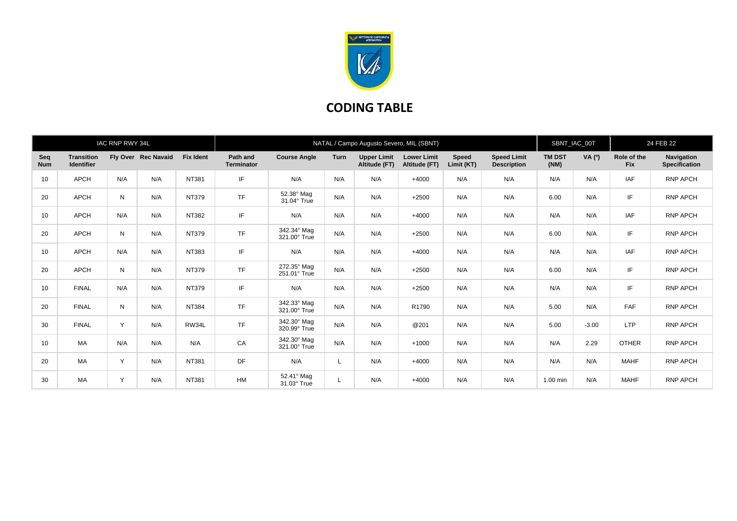# CODING TABLE

| IAC RNP RWY 34L | | | | | NATAL / Campo Augusto Severo, MIL (SBNT) | | | | | | | SBNT_IAC_00T | | 24 FEB 22 | |
|---|---|---|---|---|---|---|---|---|---|---|---|---|---|---|---|
| Seq Num | Transition Identifier | Fly Over | Rec Navaid | Fix Ident | Path and Terminator | Course Angle | Turn | Upper Limit Altitude (FT) | Lower Limit Altitude (FT) | Speed Limit (KT) | Speed Limit Description | TM DST (NM) | VA (º) | Role of the Fix | Navigation Specification |
| 10 | APCH | N/A | N/A | NT381 | IF | N/A | N/A | N/A | +4000 | N/A | N/A | N/A | N/A | IAF | RNP APCH |
| 20 | APCH | N | N/A | NT379 | TF | 52.38° Mag 31.04° True | N/A | N/A | +2500 | N/A | N/A | 6.00 | N/A | IF | RNP APCH |
| 10 | APCH | N/A | N/A | NT382 | IF | N/A | N/A | N/A | +4000 | N/A | N/A | N/A | N/A | IAF | RNP APCH |
| 20 | APCH | N | N/A | NT379 | TF | 342.34° Mag 321.00° True | N/A | N/A | +2500 | N/A | N/A | 6.00 | N/A | IF | RNP APCH |
| 10 | APCH | N/A | N/A | NT383 | IF | N/A | N/A | N/A | +4000 | N/A | N/A | N/A | N/A | IAF | RNP APCH |
| 20 | APCH | N | N/A | NT379 | TF | 272.35° Mag 251.01° True | N/A | N/A | +2500 | N/A | N/A | 6.00 | N/A | IF | RNP APCH |
| 10 | FINAL | N/A | N/A | NT379 | IF | N/A | N/A | N/A | +2500 | N/A | N/A | N/A | N/A | IF | RNP APCH |
| 20 | FINAL | N | N/A | NT384 | TF | 342.33° Mag 321.00° True | N/A | N/A | R1790 | N/A | N/A | 5.00 | N/A | FAF | RNP APCH |
| 30 | FINAL | Y | N/A | RW34L | TF | 342.30° Mag 320.99° True | N/A | N/A | @201 | N/A | N/A | 5.00 | -3.00 | LTP | RNP APCH |
| 10 | MA | N/A | N/A | N/A | CA | 342.30° Mag 321.00° True | N/A | N/A | +1000 | N/A | N/A | N/A | 2.29 | OTHER | RNP APCH |
| 20 | MA | Y | N/A | NT381 | DF | N/A | L | N/A | +4000 | N/A | N/A | N/A | N/A | MAHF | RNP APCH |
| 30 | MA | Y | N/A | NT381 | HM | 52.41° Mag 31.03° True | L | N/A | +4000 | N/A | N/A | 1.00 min | N/A | MAHF | RNP APCH |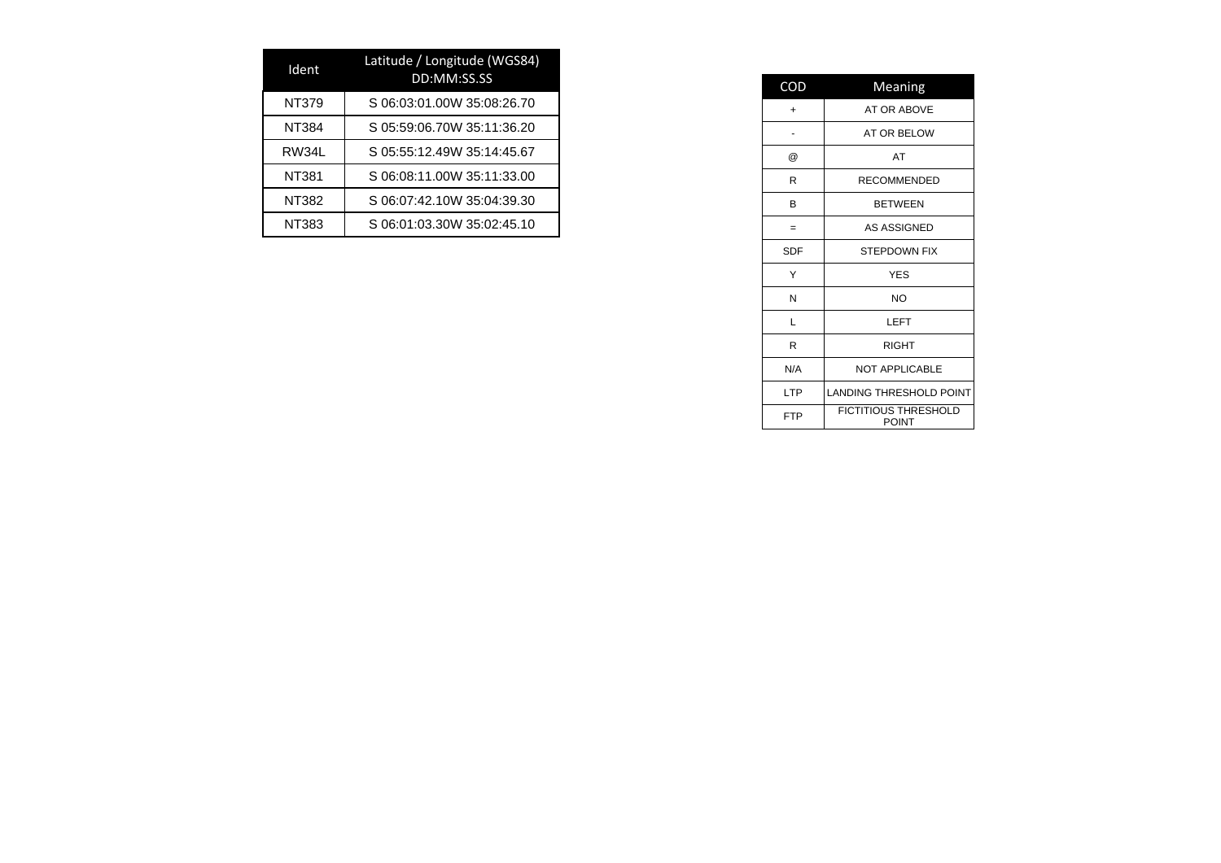| Ident | Latitude / Longitude (WGS84) DD:MM:SS.SS |
|---|---|
| NT379 | S 06:03:01.00W 35:08:26.70 |
| NT384 | S 05:59:06.70W 35:11:36.20 |
| RW34L | S 05:55:12.49W 35:14:45.67 |
| NT381 | S 06:08:11.00W 35:11:33.00 |
| NT382 | S 06:07:42.10W 35:04:39.30 |
| NT383 | S 06:01:03.30W 35:02:45.10 |

| COD | Meaning |
|---|---|
| + | AT OR ABOVE |
| - | AT OR BELOW |
| @ | AT |
| R | RECOMMENDED |
| B | BETWEEN |
| = | AS ASSIGNED |
| SDF | STEPDOWN FIX |
| Y | YES |
| N | NO |
| L | LEFT |
| R | RIGHT |
| N/A | NOT APPLICABLE |
| LTP | LANDING THRESHOLD POINT |
| FTP | FICTITIOUS THRESHOLD POINT |